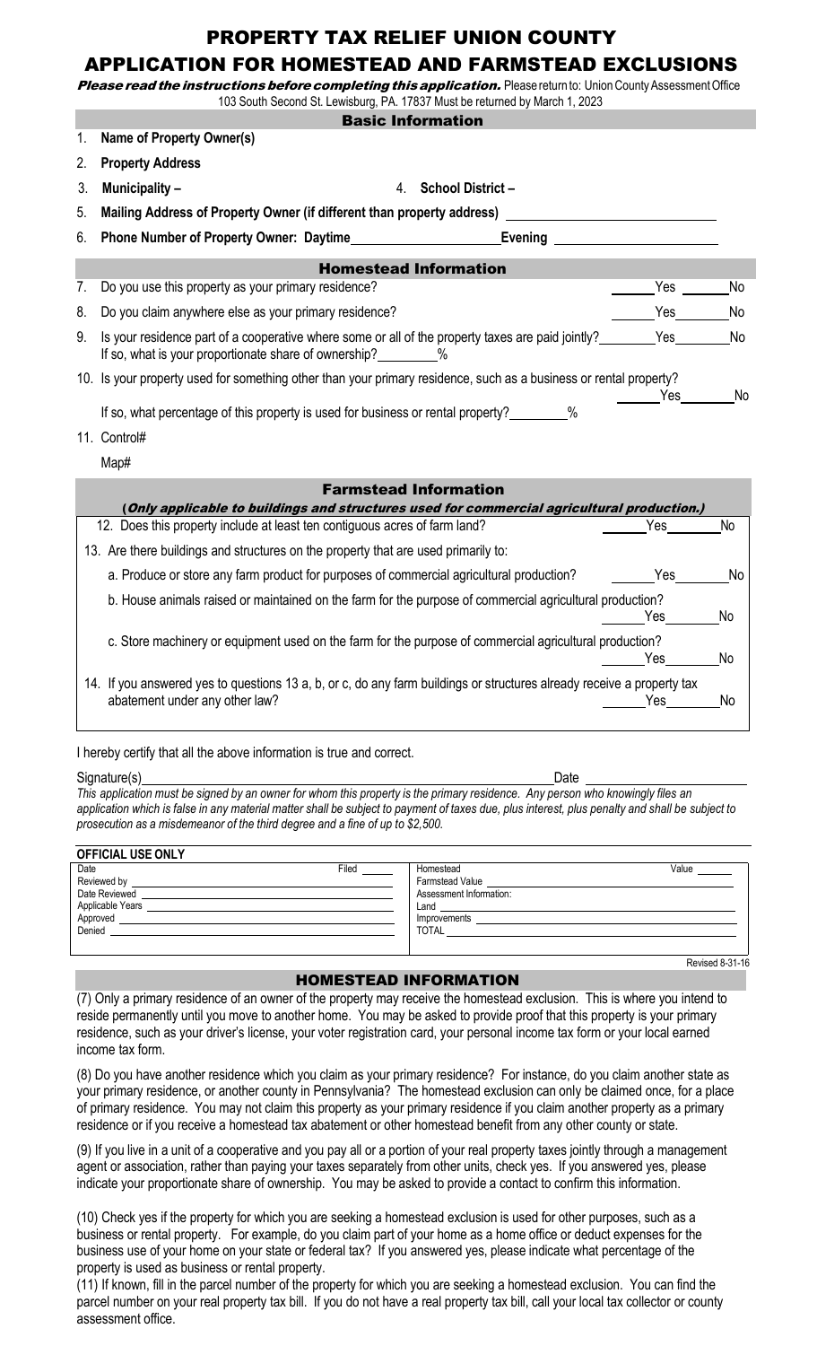# PROPERTY TAX RELIEF UNION COUNTY

## APPLICATION FOR HOMESTEAD AND FARMSTEAD EXCLUSIONS

***Please read the instructions before completing this application.*** Please return to: Union County Assessment Office 103 South Second St. Lewisburg, PA. 17837 Must be returned by March 1, 2023

### Basic Information

1. **Name of Property Owner(s)**
2. **Property Address**
3. **Municipality –** 4. **School District –**
5. **Mailing Address of Property Owner (if different than property address)** ____________________
6. **Phone Number of Property Owner: Daytime**____________________**Evening** ____________________

### Homestead Information

7. Do you use this property as your primary residence? ______Yes ______No
8. Do you claim anywhere else as your primary residence? ______Yes ______No
9. Is your residence part of a cooperative where some or all of the property taxes are paid jointly? ______Yes ______No
   If so, what is your proportionate share of ownership? ________%
10. Is your property used for something other than your primary residence, such as a business or rental property? ______Yes ______No
    If so, what percentage of this property is used for business or rental property? ________%
11. Control#
    Map#

### Farmstead Information

***(Only applicable to buildings and structures used for commercial agricultural production.)***

12. Does this property include at least ten contiguous acres of farm land? ______Yes ______No
13. Are there buildings and structures on the property that are used primarily to:
    a. Produce or store any farm product for purposes of commercial agricultural production? ______Yes ______No
    b. House animals raised or maintained on the farm for the purpose of commercial agricultural production? ______Yes ______No
    c. Store machinery or equipment used on the farm for the purpose of commercial agricultural production? ______Yes ______No
14. If you answered yes to questions 13 a, b, or c, do any farm buildings or structures already receive a property tax abatement under any other law? ______Yes ______No

I hereby certify that all the above information is true and correct.

Signature(s)____________________________________________ Date ____________________

*This application must be signed by an owner for whom this property is the primary residence. Any person who knowingly files an application which is false in any material matter shall be subject to payment of taxes due, plus interest, plus penalty and shall be subject to prosecution as a misdemeanor of the third degree and a fine of up to $2,500.*

**OFFICIAL USE ONLY**

| | |
|---|---|
| Date ______ Filed ______ | Homestead ______ Value ______ |
| Reviewed by ______ | Farmstead Value ______ |
| Date Reviewed ______ | Assessment Information: |
| Applicable Years ______ | Land ______ |
| Approved ______ | Improvements ______ |
| Denied ______ | TOTAL ______ |

Revised 8-31-16

### HOMESTEAD INFORMATION

(7) Only a primary residence of an owner of the property may receive the homestead exclusion. This is where you intend to reside permanently until you move to another home. You may be asked to provide proof that this property is your primary residence, such as your driver's license, your voter registration card, your personal income tax form or your local earned income tax form.

(8) Do you have another residence which you claim as your primary residence? For instance, do you claim another state as your primary residence, or another county in Pennsylvania? The homestead exclusion can only be claimed once, for a place of primary residence. You may not claim this property as your primary residence if you claim another property as a primary residence or if you receive a homestead tax abatement or other homestead benefit from any other county or state.

(9) If you live in a unit of a cooperative and you pay all or a portion of your real property taxes jointly through a management agent or association, rather than paying your taxes separately from other units, check yes. If you answered yes, please indicate your proportionate share of ownership. You may be asked to provide a contact to confirm this information.

(10) Check yes if the property for which you are seeking a homestead exclusion is used for other purposes, such as a business or rental property. For example, do you claim part of your home as a home office or deduct expenses for the business use of your home on your state or federal tax? If you answered yes, please indicate what percentage of the property is used as business or rental property.

(11) If known, fill in the parcel number of the property for which you are seeking a homestead exclusion. You can find the parcel number on your real property tax bill. If you do not have a real property tax bill, call your local tax collector or county assessment office.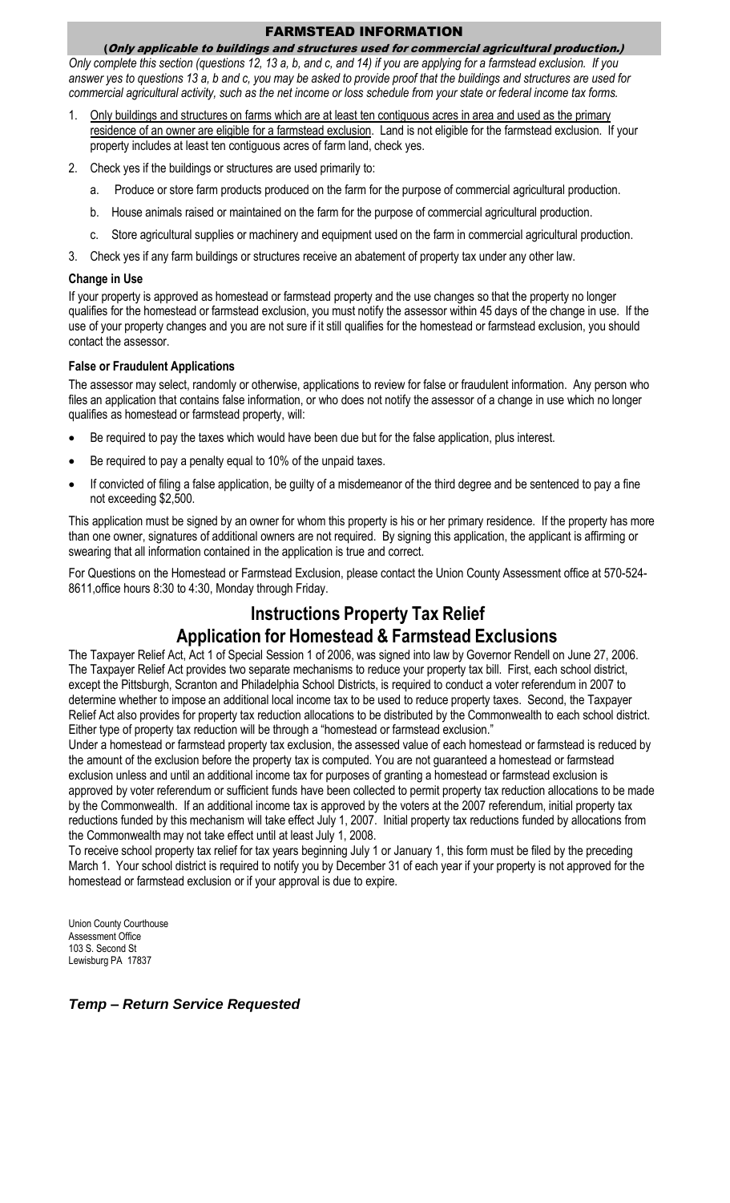## FARMSTEAD INFORMATION

**(*Only applicable to buildings and structures used for commercial agricultural production.*)**

*Only complete this section (questions 12, 13 a, b, and c, and 14) if you are applying for a farmstead exclusion. If you answer yes to questions 13 a, b and c, you may be asked to provide proof that the buildings and structures are used for commercial agricultural activity, such as the net income or loss schedule from your state or federal income tax forms.*

1. Only buildings and structures on farms which are at least ten contiguous acres in area and used as the primary residence of an owner are eligible for a farmstead exclusion. Land is not eligible for the farmstead exclusion. If your property includes at least ten contiguous acres of farm land, check yes.
2. Check yes if the buildings or structures are used primarily to:
   a. Produce or store farm products produced on the farm for the purpose of commercial agricultural production.
   b. House animals raised or maintained on the farm for the purpose of commercial agricultural production.
   c. Store agricultural supplies or machinery and equipment used on the farm in commercial agricultural production.
3. Check yes if any farm buildings or structures receive an abatement of property tax under any other law.

**Change in Use**

If your property is approved as homestead or farmstead property and the use changes so that the property no longer qualifies for the homestead or farmstead exclusion, you must notify the assessor within 45 days of the change in use. If the use of your property changes and you are not sure if it still qualifies for the homestead or farmstead exclusion, you should contact the assessor.

**False or Fraudulent Applications**

The assessor may select, randomly or otherwise, applications to review for false or fraudulent information. Any person who files an application that contains false information, or who does not notify the assessor of a change in use which no longer qualifies as homestead or farmstead property, will:

- Be required to pay the taxes which would have been due but for the false application, plus interest.
- Be required to pay a penalty equal to 10% of the unpaid taxes.
- If convicted of filing a false application, be guilty of a misdemeanor of the third degree and be sentenced to pay a fine not exceeding $2,500.

This application must be signed by an owner for whom this property is his or her primary residence. If the property has more than one owner, signatures of additional owners are not required. By signing this application, the applicant is affirming or swearing that all information contained in the application is true and correct.

For Questions on the Homestead or Farmstead Exclusion, please contact the Union County Assessment office at 570-524-8611,office hours 8:30 to 4:30, Monday through Friday.

# Instructions Property Tax Relief
# Application for Homestead & Farmstead Exclusions

The Taxpayer Relief Act, Act 1 of Special Session 1 of 2006, was signed into law by Governor Rendell on June 27, 2006. The Taxpayer Relief Act provides two separate mechanisms to reduce your property tax bill. First, each school district, except the Pittsburgh, Scranton and Philadelphia School Districts, is required to conduct a voter referendum in 2007 to determine whether to impose an additional local income tax to be used to reduce property taxes. Second, the Taxpayer Relief Act also provides for property tax reduction allocations to be distributed by the Commonwealth to each school district. Either type of property tax reduction will be through a "homestead or farmstead exclusion."

Under a homestead or farmstead property tax exclusion, the assessed value of each homestead or farmstead is reduced by the amount of the exclusion before the property tax is computed. You are not guaranteed a homestead or farmstead exclusion unless and until an additional income tax for purposes of granting a homestead or farmstead exclusion is approved by voter referendum or sufficient funds have been collected to permit property tax reduction allocations to be made by the Commonwealth. If an additional income tax is approved by the voters at the 2007 referendum, initial property tax reductions funded by this mechanism will take effect July 1, 2007. Initial property tax reductions funded by allocations from the Commonwealth may not take effect until at least July 1, 2008.

To receive school property tax relief for tax years beginning July 1 or January 1, this form must be filed by the preceding March 1. Your school district is required to notify you by December 31 of each year if your property is not approved for the homestead or farmstead exclusion or if your approval is due to expire.

Union County Courthouse
Assessment Office
103 S. Second St
Lewisburg PA 17837

***Temp – Return Service Requested***